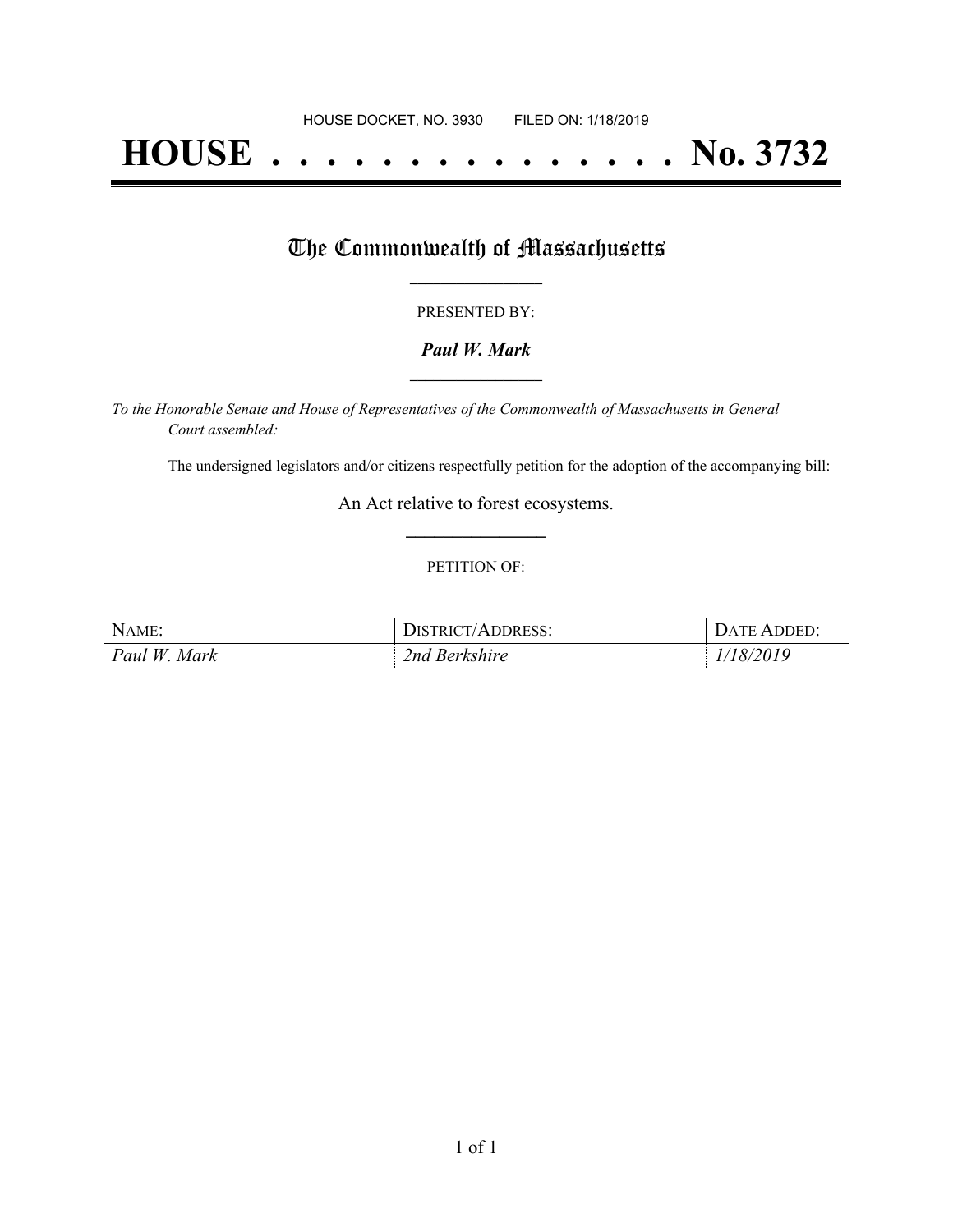HOUSE DOCKET, NO. 3930 FILED ON: 1/18/2019

# HOUSE . . . . . . . . . . . . . . . No. 3732

## The Commonwealth of Massachusetts

PRESENTED BY:

***Paul W. Mark***

*To the Honorable Senate and House of Representatives of the Commonwealth of Massachusetts in General Court assembled:*

The undersigned legislators and/or citizens respectfully petition for the adoption of the accompanying bill:

An Act relative to forest ecosystems.

PETITION OF:

| NAME: | DISTRICT/ADDRESS: | DATE ADDED: |
|---|---|---|
| *Paul W. Mark* | *2nd Berkshire* | *1/18/2019* |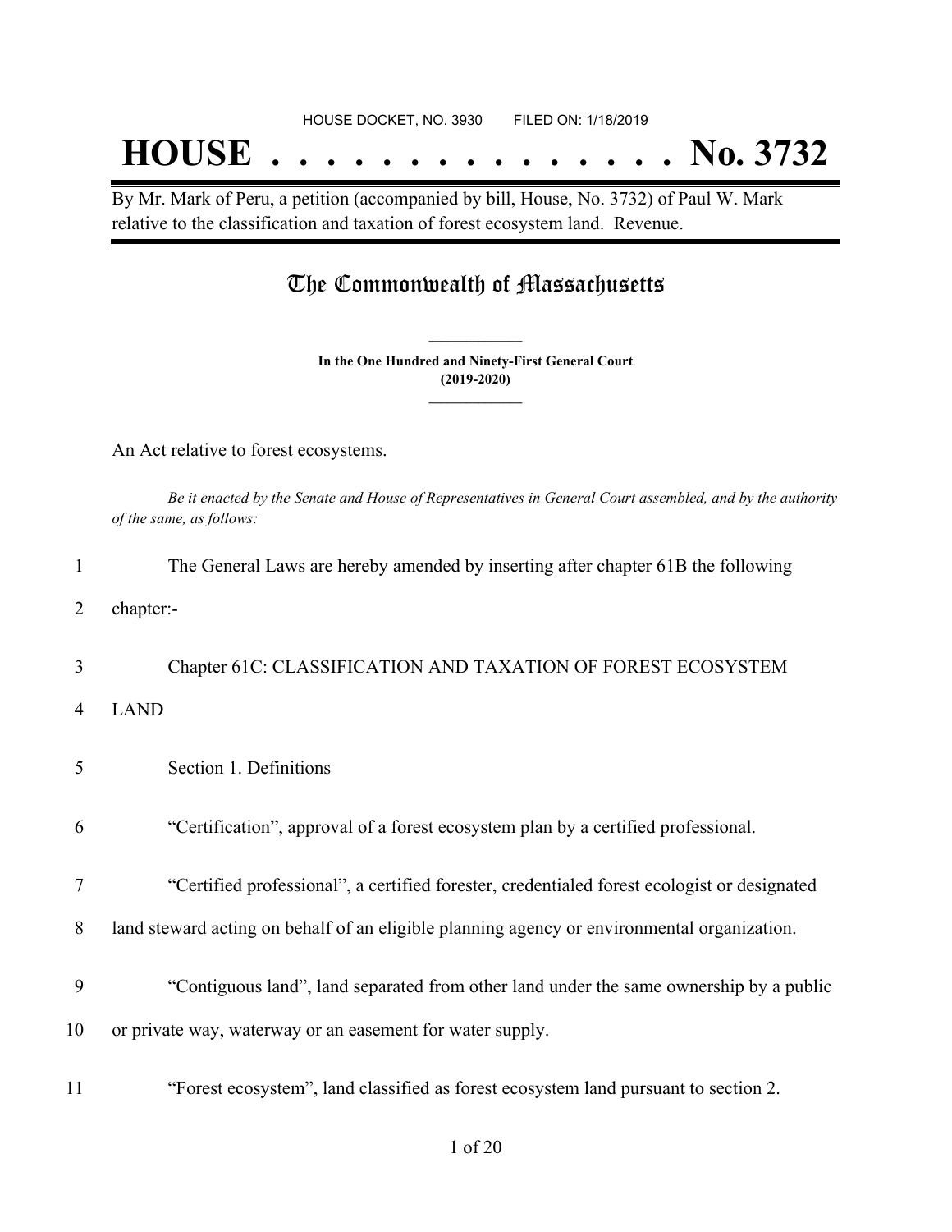HOUSE DOCKET, NO. 3930 FILED ON: 1/18/2019

# HOUSE . . . . . . . . . . . . . . . No. 3732

By Mr. Mark of Peru, a petition (accompanied by bill, House, No. 3732) of Paul W. Mark relative to the classification and taxation of forest ecosystem land. Revenue.

## The Commonwealth of Massachusetts

**In the One Hundred and Ninety-First General Court (2019-2020)**

An Act relative to forest ecosystems.

*Be it enacted by the Senate and House of Representatives in General Court assembled, and by the authority of the same, as follows:*

1 The General Laws are hereby amended by inserting after chapter 61B the following
2 chapter:-

3 Chapter 61C: CLASSIFICATION AND TAXATION OF FOREST ECOSYSTEM
4 LAND

5 Section 1. Definitions

6 "Certification", approval of a forest ecosystem plan by a certified professional.

7 "Certified professional", a certified forester, credentialed forest ecologist or designated
8 land steward acting on behalf of an eligible planning agency or environmental organization.

9 "Contiguous land", land separated from other land under the same ownership by a public
10 or private way, waterway or an easement for water supply.

11 "Forest ecosystem", land classified as forest ecosystem land pursuant to section 2.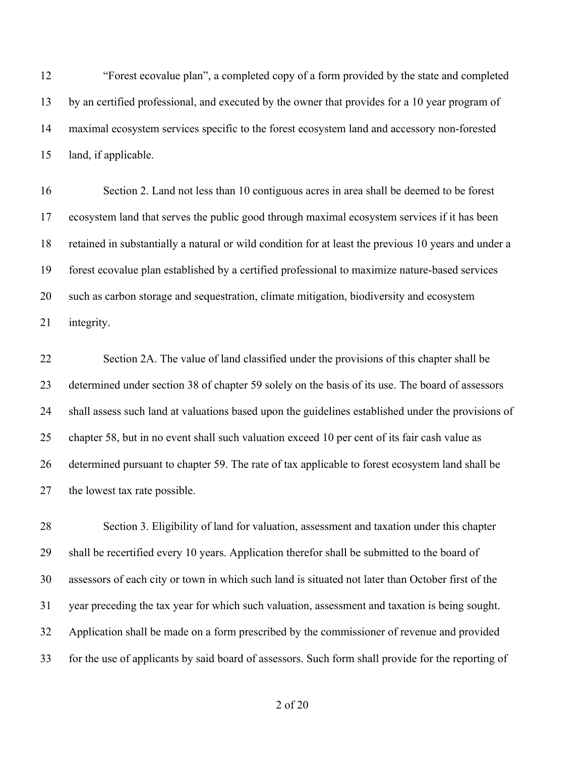"Forest ecovalue plan", a completed copy of a form provided by the state and completed by an certified professional, and executed by the owner that provides for a 10 year program of maximal ecosystem services specific to the forest ecosystem land and accessory non-forested land, if applicable.

Section 2. Land not less than 10 contiguous acres in area shall be deemed to be forest ecosystem land that serves the public good through maximal ecosystem services if it has been retained in substantially a natural or wild condition for at least the previous 10 years and under a forest ecovalue plan established by a certified professional to maximize nature-based services such as carbon storage and sequestration, climate mitigation, biodiversity and ecosystem integrity.

Section 2A. The value of land classified under the provisions of this chapter shall be determined under section 38 of chapter 59 solely on the basis of its use. The board of assessors shall assess such land at valuations based upon the guidelines established under the provisions of chapter 58, but in no event shall such valuation exceed 10 per cent of its fair cash value as determined pursuant to chapter 59. The rate of tax applicable to forest ecosystem land shall be the lowest tax rate possible.

Section 3. Eligibility of land for valuation, assessment and taxation under this chapter shall be recertified every 10 years. Application therefor shall be submitted to the board of assessors of each city or town in which such land is situated not later than October first of the year preceding the tax year for which such valuation, assessment and taxation is being sought. Application shall be made on a form prescribed by the commissioner of revenue and provided for the use of applicants by said board of assessors. Such form shall provide for the reporting of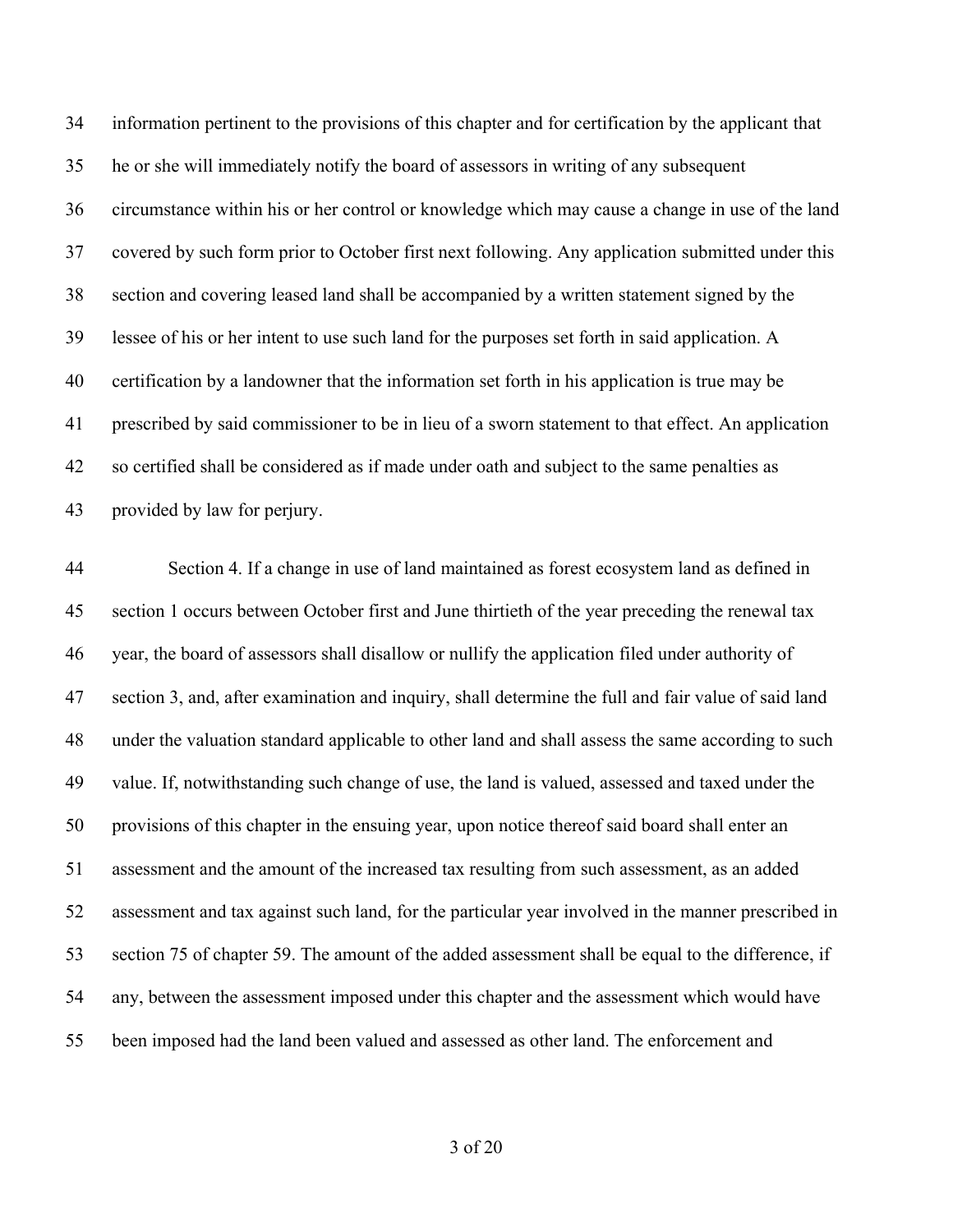information pertinent to the provisions of this chapter and for certification by the applicant that he or she will immediately notify the board of assessors in writing of any subsequent circumstance within his or her control or knowledge which may cause a change in use of the land covered by such form prior to October first next following. Any application submitted under this section and covering leased land shall be accompanied by a written statement signed by the lessee of his or her intent to use such land for the purposes set forth in said application. A certification by a landowner that the information set forth in his application is true may be prescribed by said commissioner to be in lieu of a sworn statement to that effect. An application so certified shall be considered as if made under oath and subject to the same penalties as provided by law for perjury.

Section 4. If a change in use of land maintained as forest ecosystem land as defined in section 1 occurs between October first and June thirtieth of the year preceding the renewal tax year, the board of assessors shall disallow or nullify the application filed under authority of section 3, and, after examination and inquiry, shall determine the full and fair value of said land under the valuation standard applicable to other land and shall assess the same according to such value. If, notwithstanding such change of use, the land is valued, assessed and taxed under the provisions of this chapter in the ensuing year, upon notice thereof said board shall enter an assessment and the amount of the increased tax resulting from such assessment, as an added assessment and tax against such land, for the particular year involved in the manner prescribed in section 75 of chapter 59. The amount of the added assessment shall be equal to the difference, if any, between the assessment imposed under this chapter and the assessment which would have been imposed had the land been valued and assessed as other land. The enforcement and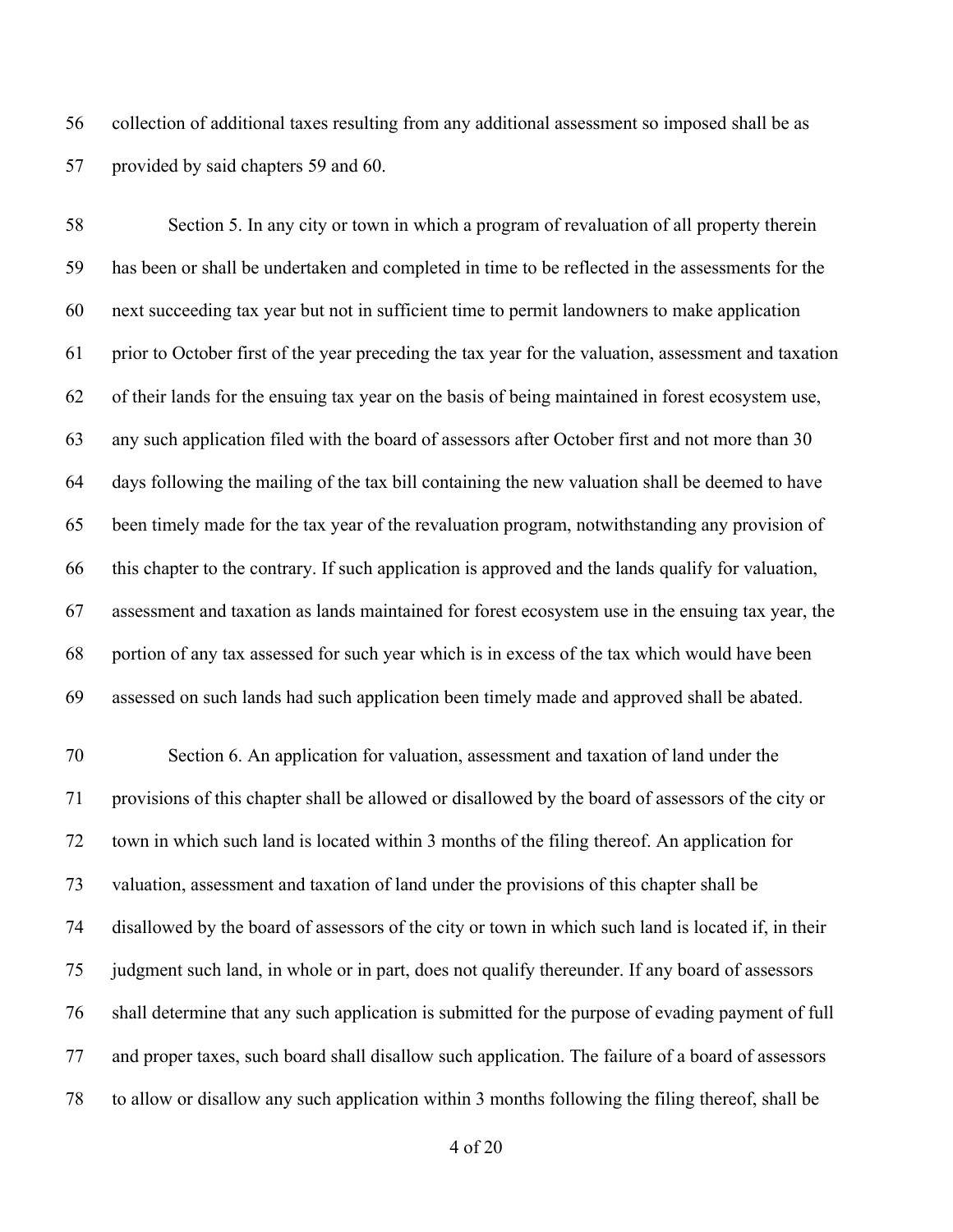collection of additional taxes resulting from any additional assessment so imposed shall be as provided by said chapters 59 and 60.

Section 5. In any city or town in which a program of revaluation of all property therein has been or shall be undertaken and completed in time to be reflected in the assessments for the next succeeding tax year but not in sufficient time to permit landowners to make application prior to October first of the year preceding the tax year for the valuation, assessment and taxation of their lands for the ensuing tax year on the basis of being maintained in forest ecosystem use, any such application filed with the board of assessors after October first and not more than 30 days following the mailing of the tax bill containing the new valuation shall be deemed to have been timely made for the tax year of the revaluation program, notwithstanding any provision of this chapter to the contrary. If such application is approved and the lands qualify for valuation, assessment and taxation as lands maintained for forest ecosystem use in the ensuing tax year, the portion of any tax assessed for such year which is in excess of the tax which would have been assessed on such lands had such application been timely made and approved shall be abated.

Section 6. An application for valuation, assessment and taxation of land under the provisions of this chapter shall be allowed or disallowed by the board of assessors of the city or town in which such land is located within 3 months of the filing thereof. An application for valuation, assessment and taxation of land under the provisions of this chapter shall be disallowed by the board of assessors of the city or town in which such land is located if, in their judgment such land, in whole or in part, does not qualify thereunder. If any board of assessors shall determine that any such application is submitted for the purpose of evading payment of full and proper taxes, such board shall disallow such application. The failure of a board of assessors to allow or disallow any such application within 3 months following the filing thereof, shall be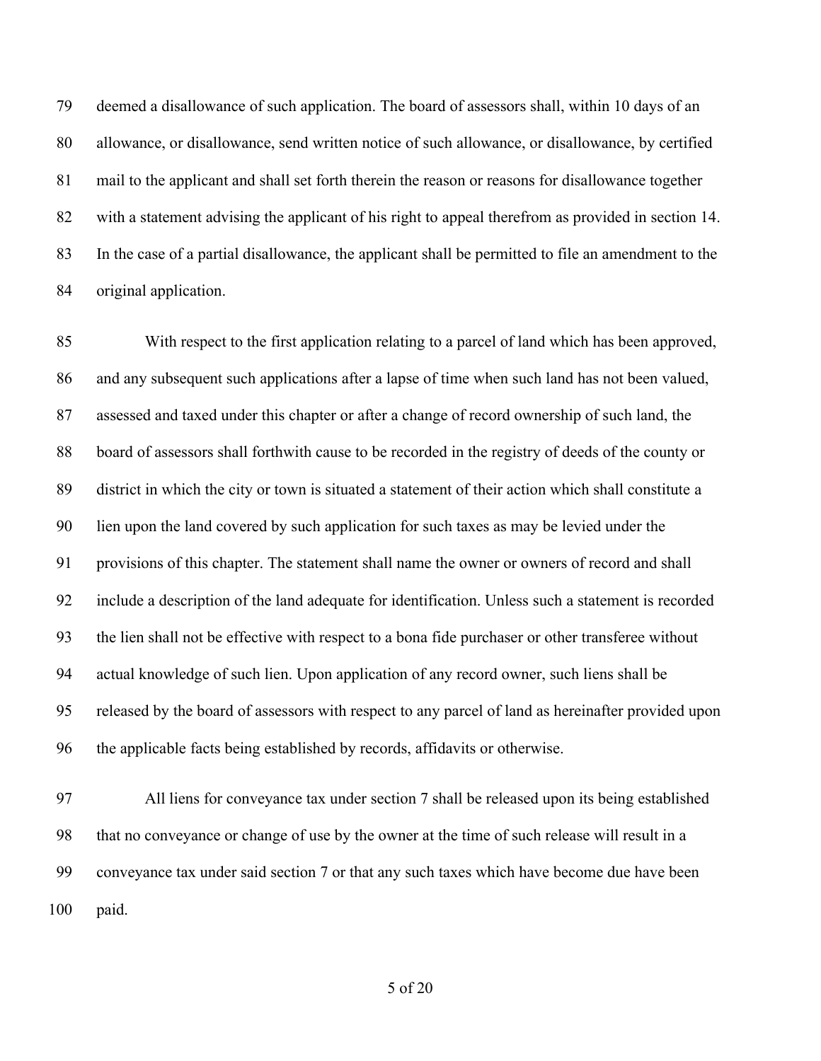deemed a disallowance of such application. The board of assessors shall, within 10 days of an allowance, or disallowance, send written notice of such allowance, or disallowance, by certified mail to the applicant and shall set forth therein the reason or reasons for disallowance together with a statement advising the applicant of his right to appeal therefrom as provided in section 14. In the case of a partial disallowance, the applicant shall be permitted to file an amendment to the original application.

With respect to the first application relating to a parcel of land which has been approved, and any subsequent such applications after a lapse of time when such land has not been valued, assessed and taxed under this chapter or after a change of record ownership of such land, the board of assessors shall forthwith cause to be recorded in the registry of deeds of the county or district in which the city or town is situated a statement of their action which shall constitute a lien upon the land covered by such application for such taxes as may be levied under the provisions of this chapter. The statement shall name the owner or owners of record and shall include a description of the land adequate for identification. Unless such a statement is recorded the lien shall not be effective with respect to a bona fide purchaser or other transferee without actual knowledge of such lien. Upon application of any record owner, such liens shall be released by the board of assessors with respect to any parcel of land as hereinafter provided upon the applicable facts being established by records, affidavits or otherwise.

All liens for conveyance tax under section 7 shall be released upon its being established that no conveyance or change of use by the owner at the time of such release will result in a conveyance tax under said section 7 or that any such taxes which have become due have been paid.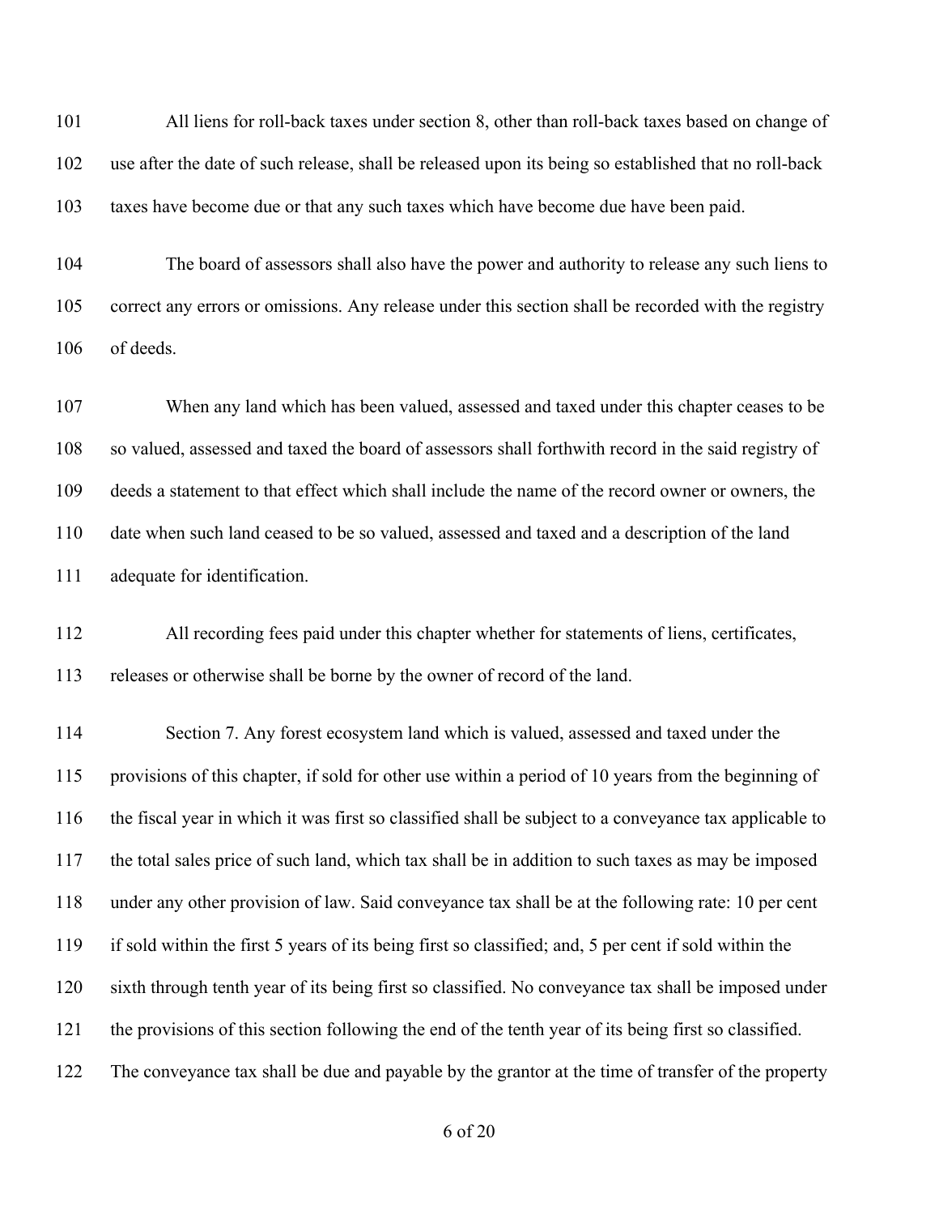All liens for roll-back taxes under section 8, other than roll-back taxes based on change of use after the date of such release, shall be released upon its being so established that no roll-back taxes have become due or that any such taxes which have become due have been paid.

The board of assessors shall also have the power and authority to release any such liens to correct any errors or omissions. Any release under this section shall be recorded with the registry of deeds.

When any land which has been valued, assessed and taxed under this chapter ceases to be so valued, assessed and taxed the board of assessors shall forthwith record in the said registry of deeds a statement to that effect which shall include the name of the record owner or owners, the date when such land ceased to be so valued, assessed and taxed and a description of the land adequate for identification.

All recording fees paid under this chapter whether for statements of liens, certificates, releases or otherwise shall be borne by the owner of record of the land.

Section 7. Any forest ecosystem land which is valued, assessed and taxed under the provisions of this chapter, if sold for other use within a period of 10 years from the beginning of the fiscal year in which it was first so classified shall be subject to a conveyance tax applicable to the total sales price of such land, which tax shall be in addition to such taxes as may be imposed under any other provision of law. Said conveyance tax shall be at the following rate: 10 per cent if sold within the first 5 years of its being first so classified; and, 5 per cent if sold within the sixth through tenth year of its being first so classified. No conveyance tax shall be imposed under the provisions of this section following the end of the tenth year of its being first so classified. The conveyance tax shall be due and payable by the grantor at the time of transfer of the property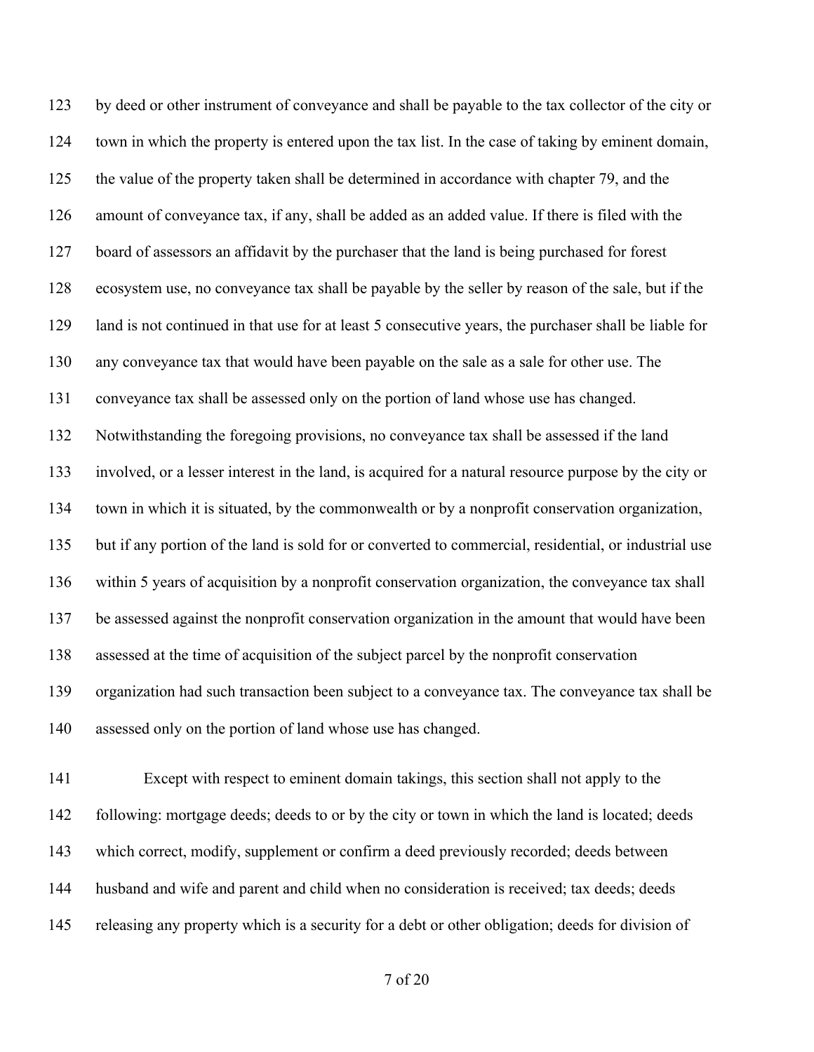by deed or other instrument of conveyance and shall be payable to the tax collector of the city or town in which the property is entered upon the tax list. In the case of taking by eminent domain, the value of the property taken shall be determined in accordance with chapter 79, and the amount of conveyance tax, if any, shall be added as an added value. If there is filed with the board of assessors an affidavit by the purchaser that the land is being purchased for forest ecosystem use, no conveyance tax shall be payable by the seller by reason of the sale, but if the land is not continued in that use for at least 5 consecutive years, the purchaser shall be liable for any conveyance tax that would have been payable on the sale as a sale for other use. The conveyance tax shall be assessed only on the portion of land whose use has changed. Notwithstanding the foregoing provisions, no conveyance tax shall be assessed if the land involved, or a lesser interest in the land, is acquired for a natural resource purpose by the city or town in which it is situated, by the commonwealth or by a nonprofit conservation organization, but if any portion of the land is sold for or converted to commercial, residential, or industrial use within 5 years of acquisition by a nonprofit conservation organization, the conveyance tax shall be assessed against the nonprofit conservation organization in the amount that would have been assessed at the time of acquisition of the subject parcel by the nonprofit conservation organization had such transaction been subject to a conveyance tax. The conveyance tax shall be assessed only on the portion of land whose use has changed.

Except with respect to eminent domain takings, this section shall not apply to the following: mortgage deeds; deeds to or by the city or town in which the land is located; deeds which correct, modify, supplement or confirm a deed previously recorded; deeds between husband and wife and parent and child when no consideration is received; tax deeds; deeds releasing any property which is a security for a debt or other obligation; deeds for division of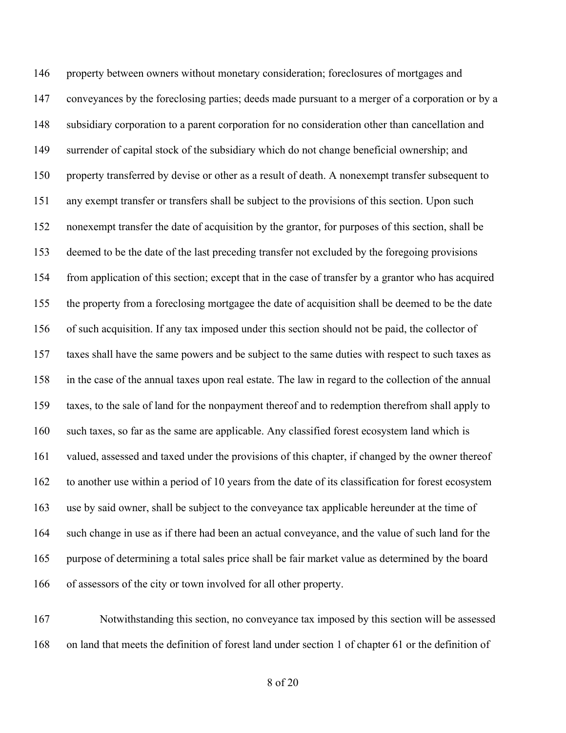property between owners without monetary consideration; foreclosures of mortgages and conveyances by the foreclosing parties; deeds made pursuant to a merger of a corporation or by a subsidiary corporation to a parent corporation for no consideration other than cancellation and surrender of capital stock of the subsidiary which do not change beneficial ownership; and property transferred by devise or other as a result of death. A nonexempt transfer subsequent to any exempt transfer or transfers shall be subject to the provisions of this section. Upon such nonexempt transfer the date of acquisition by the grantor, for purposes of this section, shall be deemed to be the date of the last preceding transfer not excluded by the foregoing provisions from application of this section; except that in the case of transfer by a grantor who has acquired the property from a foreclosing mortgagee the date of acquisition shall be deemed to be the date of such acquisition. If any tax imposed under this section should not be paid, the collector of taxes shall have the same powers and be subject to the same duties with respect to such taxes as in the case of the annual taxes upon real estate. The law in regard to the collection of the annual taxes, to the sale of land for the nonpayment thereof and to redemption therefrom shall apply to such taxes, so far as the same are applicable. Any classified forest ecosystem land which is valued, assessed and taxed under the provisions of this chapter, if changed by the owner thereof to another use within a period of 10 years from the date of its classification for forest ecosystem use by said owner, shall be subject to the conveyance tax applicable hereunder at the time of such change in use as if there had been an actual conveyance, and the value of such land for the purpose of determining a total sales price shall be fair market value as determined by the board of assessors of the city or town involved for all other property.

Notwithstanding this section, no conveyance tax imposed by this section will be assessed on land that meets the definition of forest land under section 1 of chapter 61 or the definition of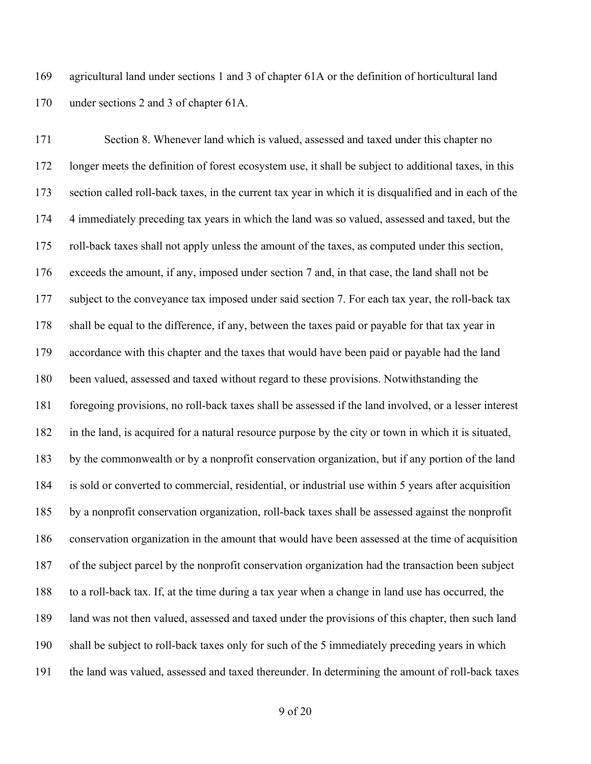agricultural land under sections 1 and 3 of chapter 61A or the definition of horticultural land under sections 2 and 3 of chapter 61A.

Section 8. Whenever land which is valued, assessed and taxed under this chapter no longer meets the definition of forest ecosystem use, it shall be subject to additional taxes, in this section called roll-back taxes, in the current tax year in which it is disqualified and in each of the 4 immediately preceding tax years in which the land was so valued, assessed and taxed, but the roll-back taxes shall not apply unless the amount of the taxes, as computed under this section, exceeds the amount, if any, imposed under section 7 and, in that case, the land shall not be subject to the conveyance tax imposed under said section 7. For each tax year, the roll-back tax shall be equal to the difference, if any, between the taxes paid or payable for that tax year in accordance with this chapter and the taxes that would have been paid or payable had the land been valued, assessed and taxed without regard to these provisions. Notwithstanding the foregoing provisions, no roll-back taxes shall be assessed if the land involved, or a lesser interest in the land, is acquired for a natural resource purpose by the city or town in which it is situated, by the commonwealth or by a nonprofit conservation organization, but if any portion of the land is sold or converted to commercial, residential, or industrial use within 5 years after acquisition by a nonprofit conservation organization, roll-back taxes shall be assessed against the nonprofit conservation organization in the amount that would have been assessed at the time of acquisition of the subject parcel by the nonprofit conservation organization had the transaction been subject to a roll-back tax. If, at the time during a tax year when a change in land use has occurred, the land was not then valued, assessed and taxed under the provisions of this chapter, then such land shall be subject to roll-back taxes only for such of the 5 immediately preceding years in which the land was valued, assessed and taxed thereunder. In determining the amount of roll-back taxes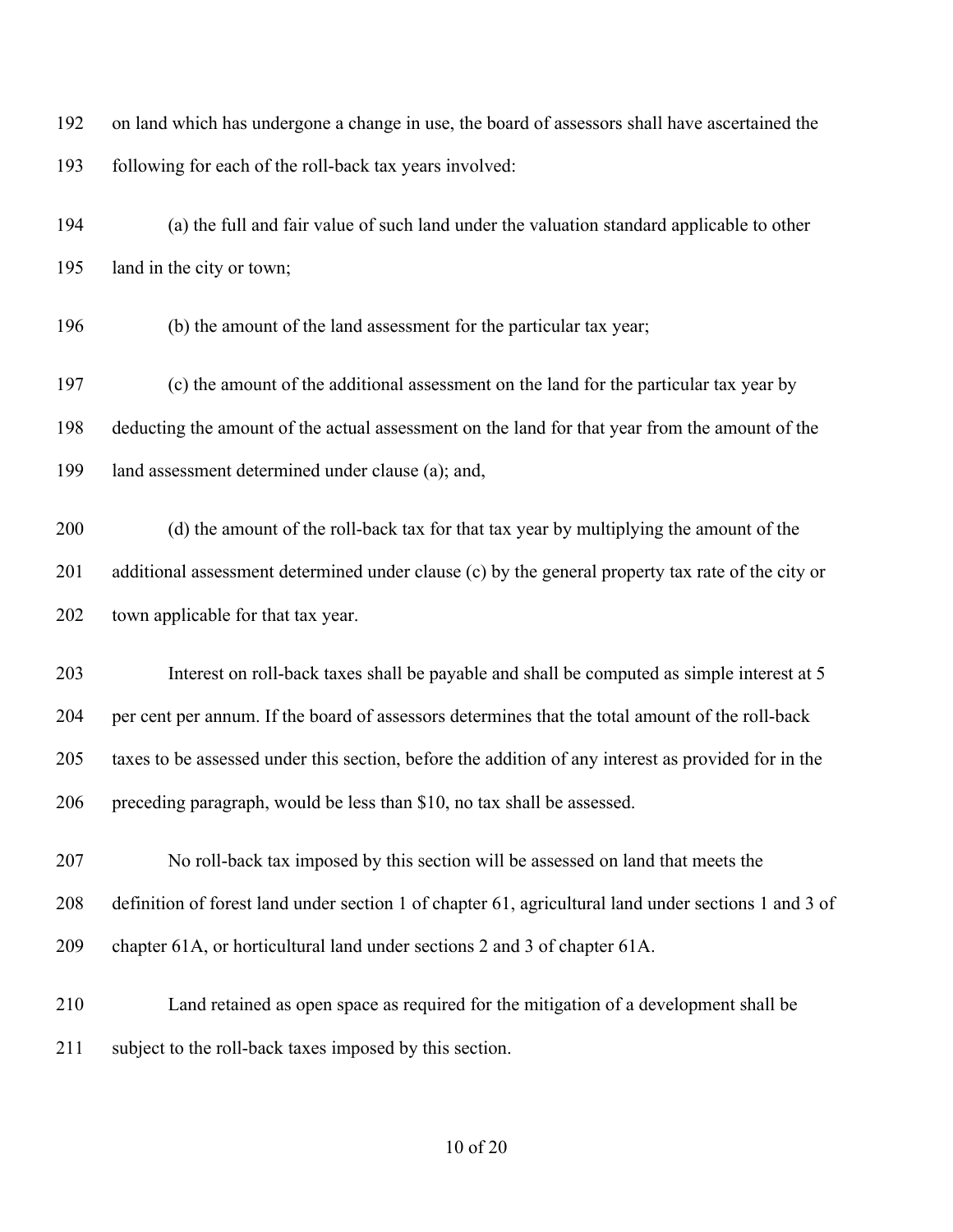on land which has undergone a change in use, the board of assessors shall have ascertained the following for each of the roll-back tax years involved:

(a) the full and fair value of such land under the valuation standard applicable to other land in the city or town;

(b) the amount of the land assessment for the particular tax year;

(c) the amount of the additional assessment on the land for the particular tax year by deducting the amount of the actual assessment on the land for that year from the amount of the land assessment determined under clause (a); and,

(d) the amount of the roll-back tax for that tax year by multiplying the amount of the additional assessment determined under clause (c) by the general property tax rate of the city or town applicable for that tax year.

Interest on roll-back taxes shall be payable and shall be computed as simple interest at 5 per cent per annum. If the board of assessors determines that the total amount of the roll-back taxes to be assessed under this section, before the addition of any interest as provided for in the preceding paragraph, would be less than $10, no tax shall be assessed.

No roll-back tax imposed by this section will be assessed on land that meets the definition of forest land under section 1 of chapter 61, agricultural land under sections 1 and 3 of chapter 61A, or horticultural land under sections 2 and 3 of chapter 61A.

Land retained as open space as required for the mitigation of a development shall be subject to the roll-back taxes imposed by this section.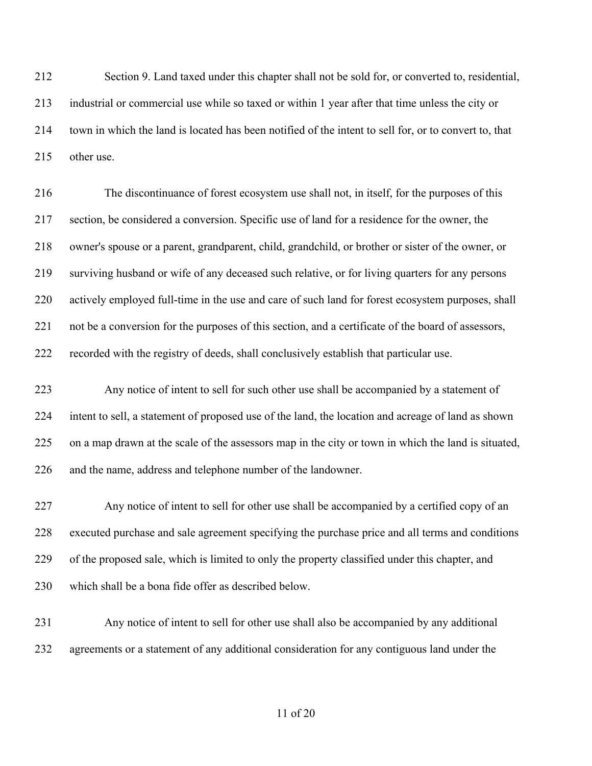Section 9. Land taxed under this chapter shall not be sold for, or converted to, residential, industrial or commercial use while so taxed or within 1 year after that time unless the city or town in which the land is located has been notified of the intent to sell for, or to convert to, that other use.

The discontinuance of forest ecosystem use shall not, in itself, for the purposes of this section, be considered a conversion. Specific use of land for a residence for the owner, the owner's spouse or a parent, grandparent, child, grandchild, or brother or sister of the owner, or surviving husband or wife of any deceased such relative, or for living quarters for any persons actively employed full-time in the use and care of such land for forest ecosystem purposes, shall not be a conversion for the purposes of this section, and a certificate of the board of assessors, recorded with the registry of deeds, shall conclusively establish that particular use.

Any notice of intent to sell for such other use shall be accompanied by a statement of intent to sell, a statement of proposed use of the land, the location and acreage of land as shown on a map drawn at the scale of the assessors map in the city or town in which the land is situated, and the name, address and telephone number of the landowner.

Any notice of intent to sell for other use shall be accompanied by a certified copy of an executed purchase and sale agreement specifying the purchase price and all terms and conditions of the proposed sale, which is limited to only the property classified under this chapter, and which shall be a bona fide offer as described below.

Any notice of intent to sell for other use shall also be accompanied by any additional agreements or a statement of any additional consideration for any contiguous land under the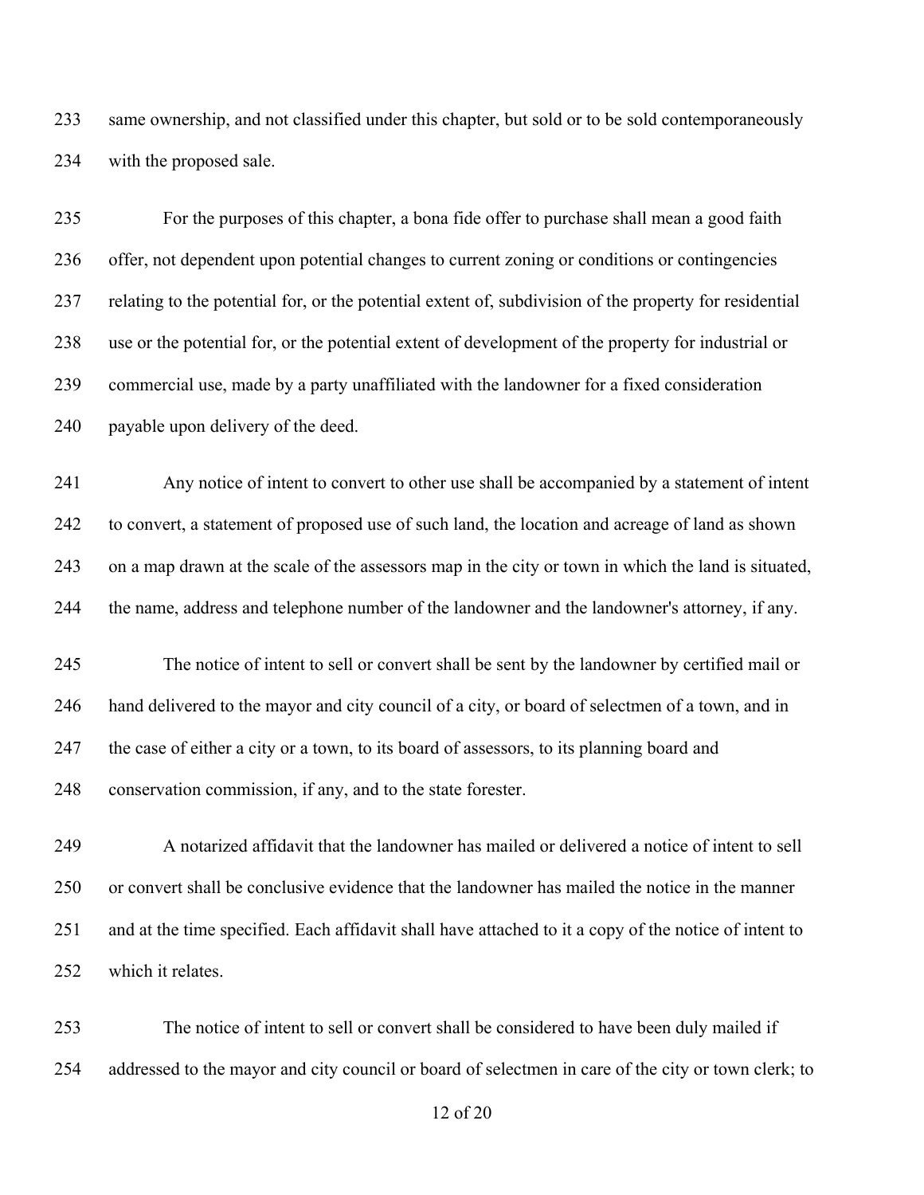same ownership, and not classified under this chapter, but sold or to be sold contemporaneously with the proposed sale.

For the purposes of this chapter, a bona fide offer to purchase shall mean a good faith offer, not dependent upon potential changes to current zoning or conditions or contingencies relating to the potential for, or the potential extent of, subdivision of the property for residential use or the potential for, or the potential extent of development of the property for industrial or commercial use, made by a party unaffiliated with the landowner for a fixed consideration payable upon delivery of the deed.

Any notice of intent to convert to other use shall be accompanied by a statement of intent to convert, a statement of proposed use of such land, the location and acreage of land as shown on a map drawn at the scale of the assessors map in the city or town in which the land is situated, the name, address and telephone number of the landowner and the landowner's attorney, if any.

The notice of intent to sell or convert shall be sent by the landowner by certified mail or hand delivered to the mayor and city council of a city, or board of selectmen of a town, and in the case of either a city or a town, to its board of assessors, to its planning board and conservation commission, if any, and to the state forester.

A notarized affidavit that the landowner has mailed or delivered a notice of intent to sell or convert shall be conclusive evidence that the landowner has mailed the notice in the manner and at the time specified. Each affidavit shall have attached to it a copy of the notice of intent to which it relates.

The notice of intent to sell or convert shall be considered to have been duly mailed if addressed to the mayor and city council or board of selectmen in care of the city or town clerk; to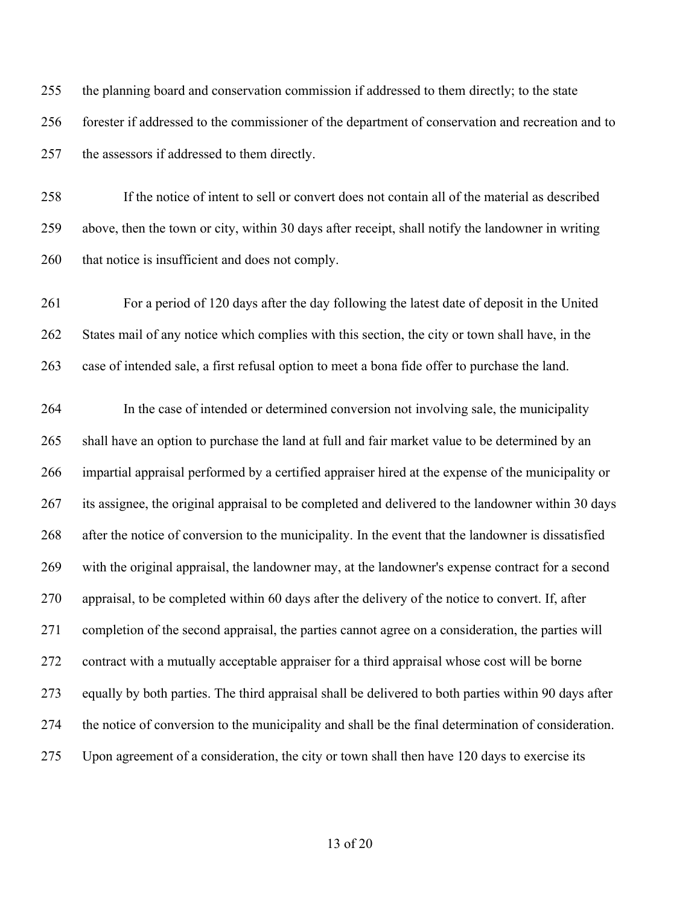the planning board and conservation commission if addressed to them directly; to the state forester if addressed to the commissioner of the department of conservation and recreation and to the assessors if addressed to them directly.

If the notice of intent to sell or convert does not contain all of the material as described above, then the town or city, within 30 days after receipt, shall notify the landowner in writing that notice is insufficient and does not comply.

For a period of 120 days after the day following the latest date of deposit in the United States mail of any notice which complies with this section, the city or town shall have, in the case of intended sale, a first refusal option to meet a bona fide offer to purchase the land.

In the case of intended or determined conversion not involving sale, the municipality shall have an option to purchase the land at full and fair market value to be determined by an impartial appraisal performed by a certified appraiser hired at the expense of the municipality or its assignee, the original appraisal to be completed and delivered to the landowner within 30 days after the notice of conversion to the municipality. In the event that the landowner is dissatisfied with the original appraisal, the landowner may, at the landowner's expense contract for a second appraisal, to be completed within 60 days after the delivery of the notice to convert. If, after completion of the second appraisal, the parties cannot agree on a consideration, the parties will contract with a mutually acceptable appraiser for a third appraisal whose cost will be borne equally by both parties. The third appraisal shall be delivered to both parties within 90 days after the notice of conversion to the municipality and shall be the final determination of consideration. Upon agreement of a consideration, the city or town shall then have 120 days to exercise its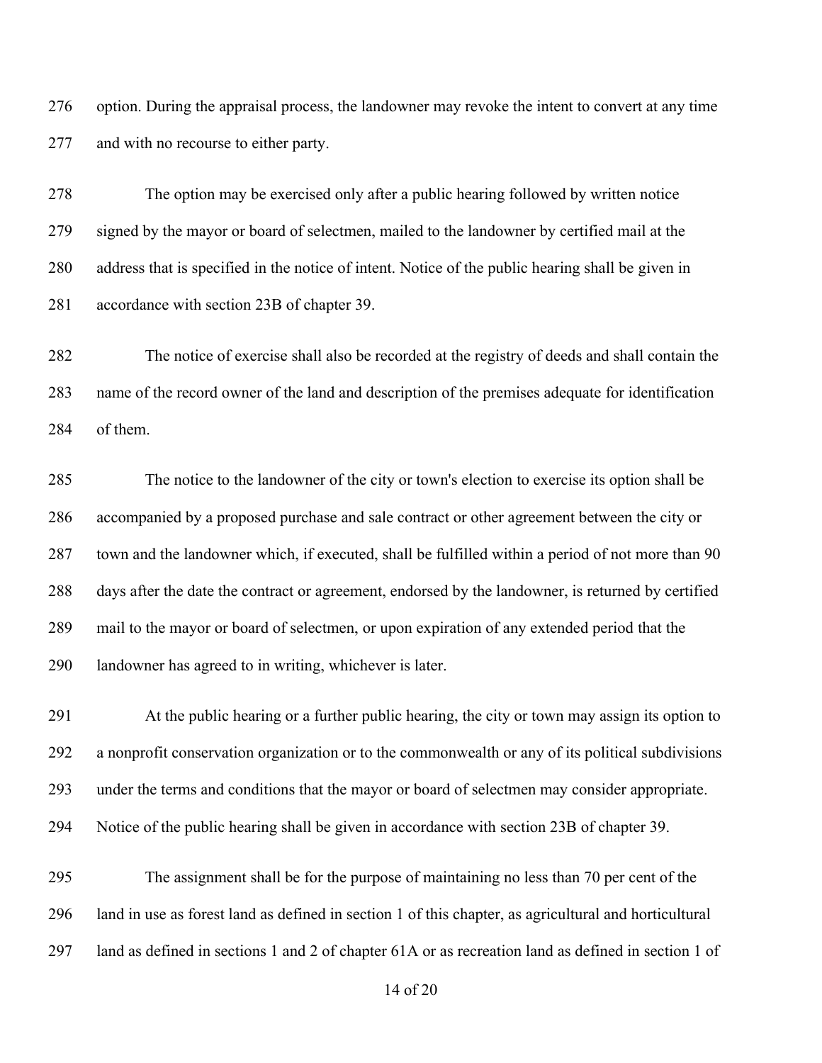option. During the appraisal process, the landowner may revoke the intent to convert at any time and with no recourse to either party.

The option may be exercised only after a public hearing followed by written notice signed by the mayor or board of selectmen, mailed to the landowner by certified mail at the address that is specified in the notice of intent. Notice of the public hearing shall be given in accordance with section 23B of chapter 39.

The notice of exercise shall also be recorded at the registry of deeds and shall contain the name of the record owner of the land and description of the premises adequate for identification of them.

The notice to the landowner of the city or town's election to exercise its option shall be accompanied by a proposed purchase and sale contract or other agreement between the city or town and the landowner which, if executed, shall be fulfilled within a period of not more than 90 days after the date the contract or agreement, endorsed by the landowner, is returned by certified mail to the mayor or board of selectmen, or upon expiration of any extended period that the landowner has agreed to in writing, whichever is later.

At the public hearing or a further public hearing, the city or town may assign its option to a nonprofit conservation organization or to the commonwealth or any of its political subdivisions under the terms and conditions that the mayor or board of selectmen may consider appropriate. Notice of the public hearing shall be given in accordance with section 23B of chapter 39.

The assignment shall be for the purpose of maintaining no less than 70 per cent of the land in use as forest land as defined in section 1 of this chapter, as agricultural and horticultural land as defined in sections 1 and 2 of chapter 61A or as recreation land as defined in section 1 of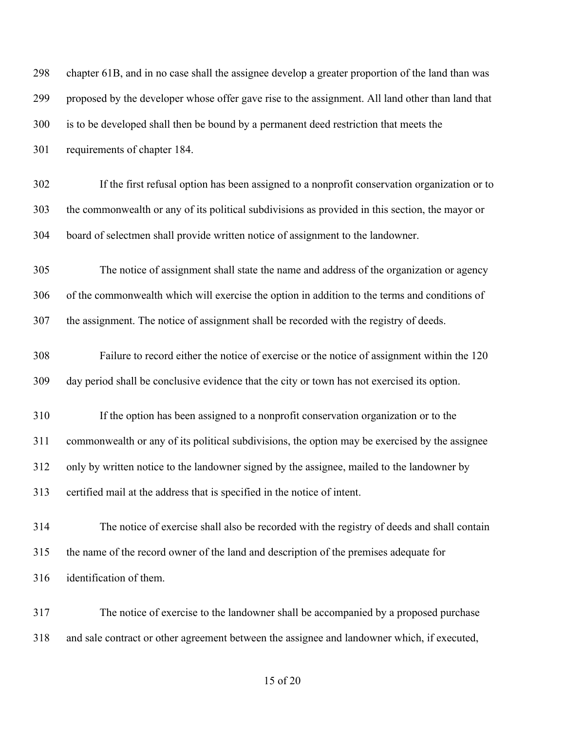chapter 61B, and in no case shall the assignee develop a greater proportion of the land than was proposed by the developer whose offer gave rise to the assignment. All land other than land that is to be developed shall then be bound by a permanent deed restriction that meets the requirements of chapter 184.

If the first refusal option has been assigned to a nonprofit conservation organization or to the commonwealth or any of its political subdivisions as provided in this section, the mayor or board of selectmen shall provide written notice of assignment to the landowner.

The notice of assignment shall state the name and address of the organization or agency of the commonwealth which will exercise the option in addition to the terms and conditions of the assignment. The notice of assignment shall be recorded with the registry of deeds.

Failure to record either the notice of exercise or the notice of assignment within the 120 day period shall be conclusive evidence that the city or town has not exercised its option.

If the option has been assigned to a nonprofit conservation organization or to the commonwealth or any of its political subdivisions, the option may be exercised by the assignee only by written notice to the landowner signed by the assignee, mailed to the landowner by certified mail at the address that is specified in the notice of intent.

The notice of exercise shall also be recorded with the registry of deeds and shall contain the name of the record owner of the land and description of the premises adequate for identification of them.

The notice of exercise to the landowner shall be accompanied by a proposed purchase and sale contract or other agreement between the assignee and landowner which, if executed,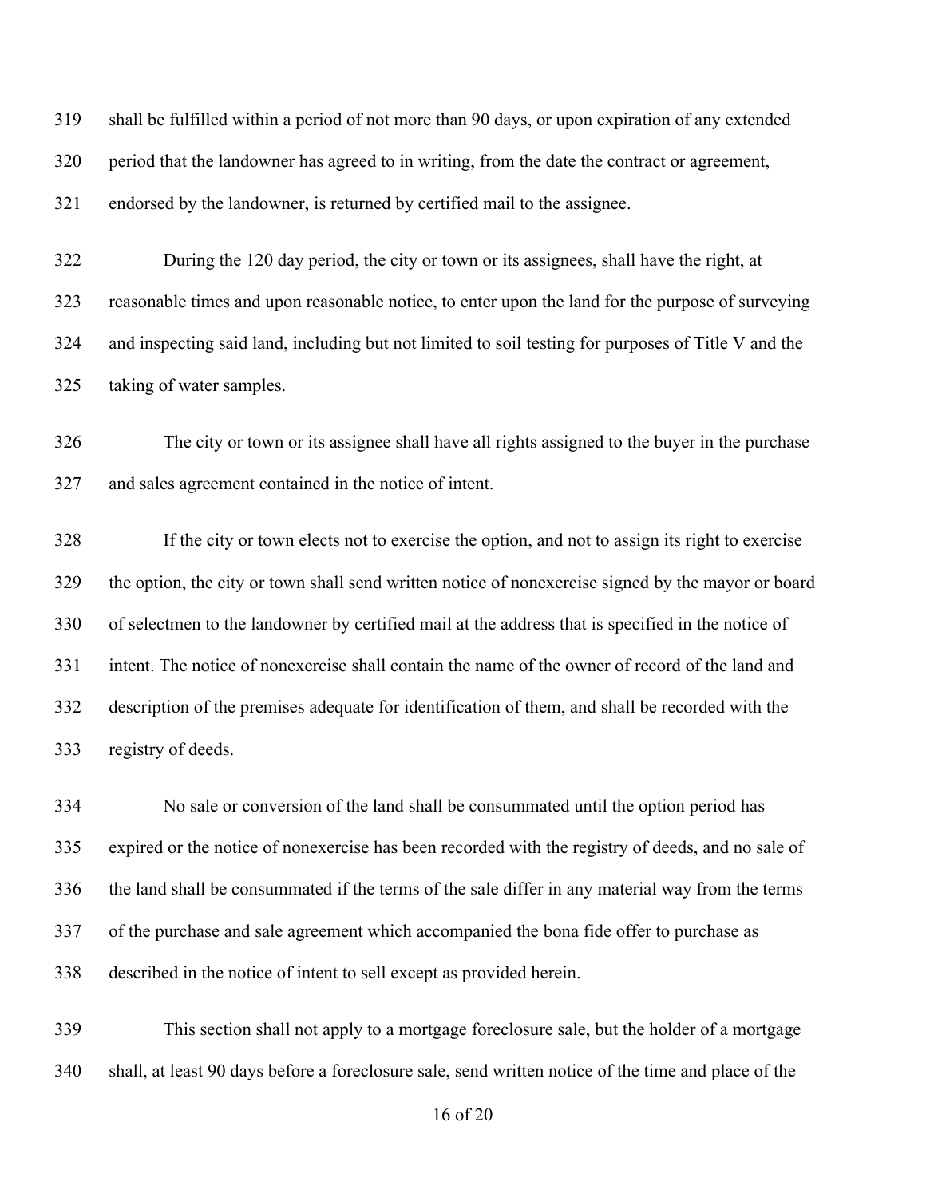shall be fulfilled within a period of not more than 90 days, or upon expiration of any extended period that the landowner has agreed to in writing, from the date the contract or agreement, endorsed by the landowner, is returned by certified mail to the assignee.

During the 120 day period, the city or town or its assignees, shall have the right, at reasonable times and upon reasonable notice, to enter upon the land for the purpose of surveying and inspecting said land, including but not limited to soil testing for purposes of Title V and the taking of water samples.

The city or town or its assignee shall have all rights assigned to the buyer in the purchase and sales agreement contained in the notice of intent.

If the city or town elects not to exercise the option, and not to assign its right to exercise the option, the city or town shall send written notice of nonexercise signed by the mayor or board of selectmen to the landowner by certified mail at the address that is specified in the notice of intent. The notice of nonexercise shall contain the name of the owner of record of the land and description of the premises adequate for identification of them, and shall be recorded with the registry of deeds.

No sale or conversion of the land shall be consummated until the option period has expired or the notice of nonexercise has been recorded with the registry of deeds, and no sale of the land shall be consummated if the terms of the sale differ in any material way from the terms of the purchase and sale agreement which accompanied the bona fide offer to purchase as described in the notice of intent to sell except as provided herein.

This section shall not apply to a mortgage foreclosure sale, but the holder of a mortgage shall, at least 90 days before a foreclosure sale, send written notice of the time and place of the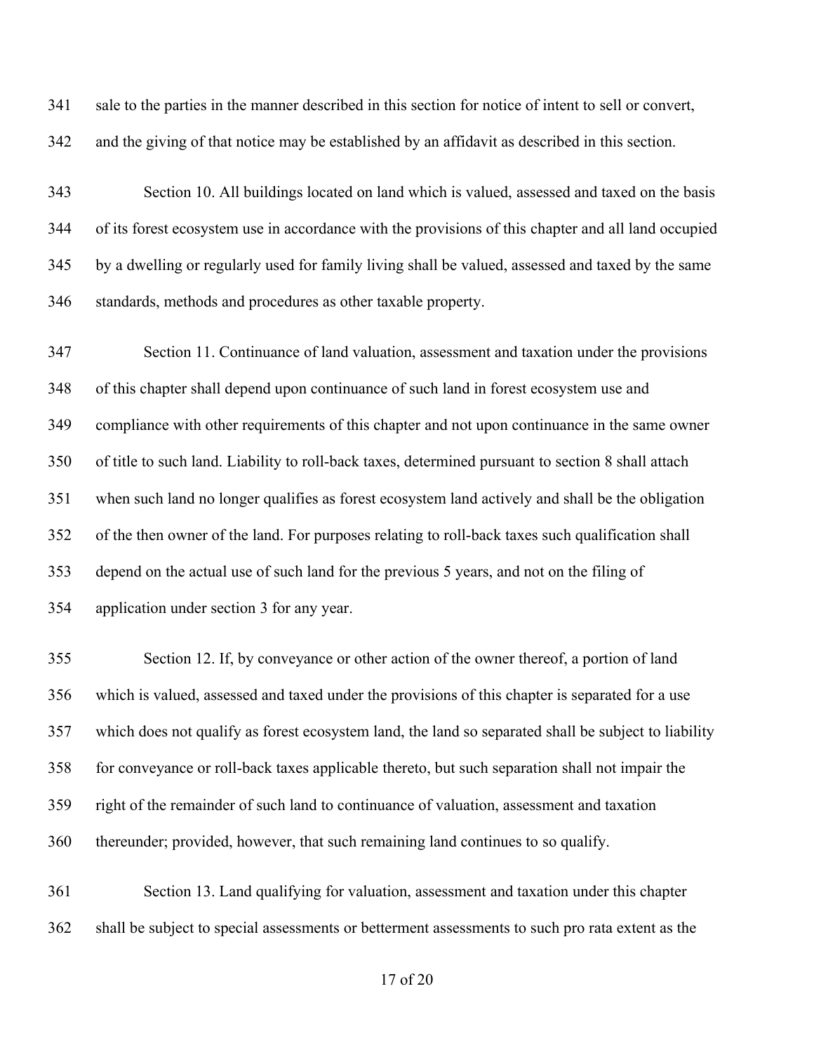sale to the parties in the manner described in this section for notice of intent to sell or convert, and the giving of that notice may be established by an affidavit as described in this section.

Section 10. All buildings located on land which is valued, assessed and taxed on the basis of its forest ecosystem use in accordance with the provisions of this chapter and all land occupied by a dwelling or regularly used for family living shall be valued, assessed and taxed by the same standards, methods and procedures as other taxable property.

Section 11. Continuance of land valuation, assessment and taxation under the provisions of this chapter shall depend upon continuance of such land in forest ecosystem use and compliance with other requirements of this chapter and not upon continuance in the same owner of title to such land. Liability to roll-back taxes, determined pursuant to section 8 shall attach when such land no longer qualifies as forest ecosystem land actively and shall be the obligation of the then owner of the land. For purposes relating to roll-back taxes such qualification shall depend on the actual use of such land for the previous 5 years, and not on the filing of application under section 3 for any year.

Section 12. If, by conveyance or other action of the owner thereof, a portion of land which is valued, assessed and taxed under the provisions of this chapter is separated for a use which does not qualify as forest ecosystem land, the land so separated shall be subject to liability for conveyance or roll-back taxes applicable thereto, but such separation shall not impair the right of the remainder of such land to continuance of valuation, assessment and taxation thereunder; provided, however, that such remaining land continues to so qualify.

Section 13. Land qualifying for valuation, assessment and taxation under this chapter shall be subject to special assessments or betterment assessments to such pro rata extent as the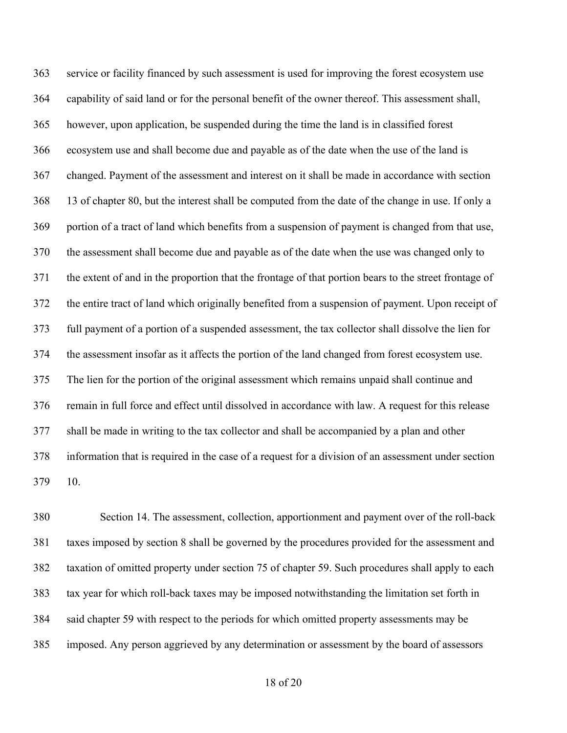service or facility financed by such assessment is used for improving the forest ecosystem use capability of said land or for the personal benefit of the owner thereof. This assessment shall, however, upon application, be suspended during the time the land is in classified forest ecosystem use and shall become due and payable as of the date when the use of the land is changed. Payment of the assessment and interest on it shall be made in accordance with section 13 of chapter 80, but the interest shall be computed from the date of the change in use. If only a portion of a tract of land which benefits from a suspension of payment is changed from that use, the assessment shall become due and payable as of the date when the use was changed only to the extent of and in the proportion that the frontage of that portion bears to the street frontage of the entire tract of land which originally benefited from a suspension of payment. Upon receipt of full payment of a portion of a suspended assessment, the tax collector shall dissolve the lien for the assessment insofar as it affects the portion of the land changed from forest ecosystem use. The lien for the portion of the original assessment which remains unpaid shall continue and remain in full force and effect until dissolved in accordance with law. A request for this release shall be made in writing to the tax collector and shall be accompanied by a plan and other information that is required in the case of a request for a division of an assessment under section 10.

Section 14. The assessment, collection, apportionment and payment over of the roll-back taxes imposed by section 8 shall be governed by the procedures provided for the assessment and taxation of omitted property under section 75 of chapter 59. Such procedures shall apply to each tax year for which roll-back taxes may be imposed notwithstanding the limitation set forth in said chapter 59 with respect to the periods for which omitted property assessments may be imposed. Any person aggrieved by any determination or assessment by the board of assessors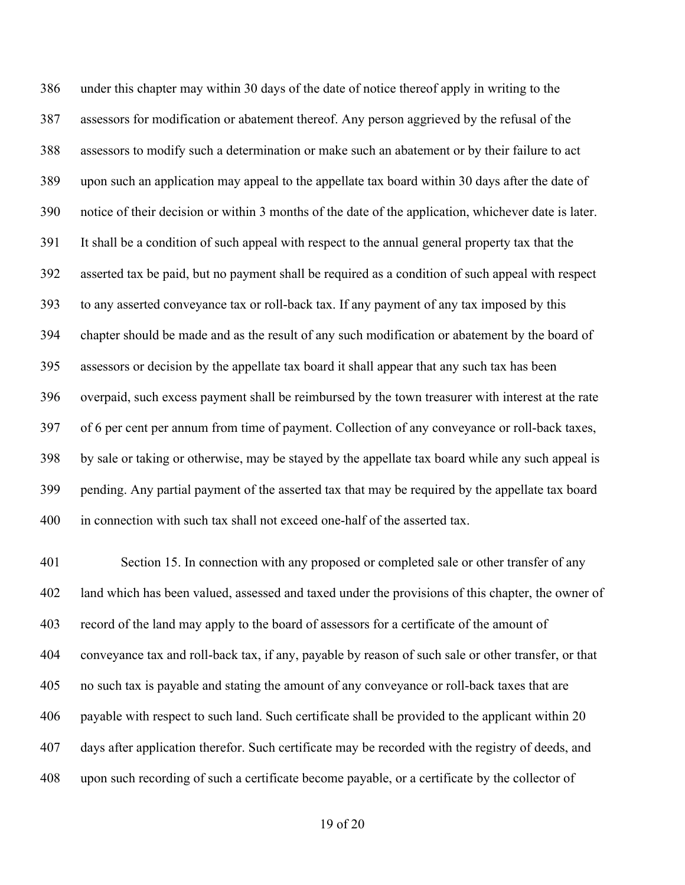under this chapter may within 30 days of the date of notice thereof apply in writing to the assessors for modification or abatement thereof. Any person aggrieved by the refusal of the assessors to modify such a determination or make such an abatement or by their failure to act upon such an application may appeal to the appellate tax board within 30 days after the date of notice of their decision or within 3 months of the date of the application, whichever date is later. It shall be a condition of such appeal with respect to the annual general property tax that the asserted tax be paid, but no payment shall be required as a condition of such appeal with respect to any asserted conveyance tax or roll-back tax. If any payment of any tax imposed by this chapter should be made and as the result of any such modification or abatement by the board of assessors or decision by the appellate tax board it shall appear that any such tax has been overpaid, such excess payment shall be reimbursed by the town treasurer with interest at the rate of 6 per cent per annum from time of payment. Collection of any conveyance or roll-back taxes, by sale or taking or otherwise, may be stayed by the appellate tax board while any such appeal is pending. Any partial payment of the asserted tax that may be required by the appellate tax board in connection with such tax shall not exceed one-half of the asserted tax.

Section 15. In connection with any proposed or completed sale or other transfer of any land which has been valued, assessed and taxed under the provisions of this chapter, the owner of record of the land may apply to the board of assessors for a certificate of the amount of conveyance tax and roll-back tax, if any, payable by reason of such sale or other transfer, or that no such tax is payable and stating the amount of any conveyance or roll-back taxes that are payable with respect to such land. Such certificate shall be provided to the applicant within 20 days after application therefor. Such certificate may be recorded with the registry of deeds, and upon such recording of such a certificate become payable, or a certificate by the collector of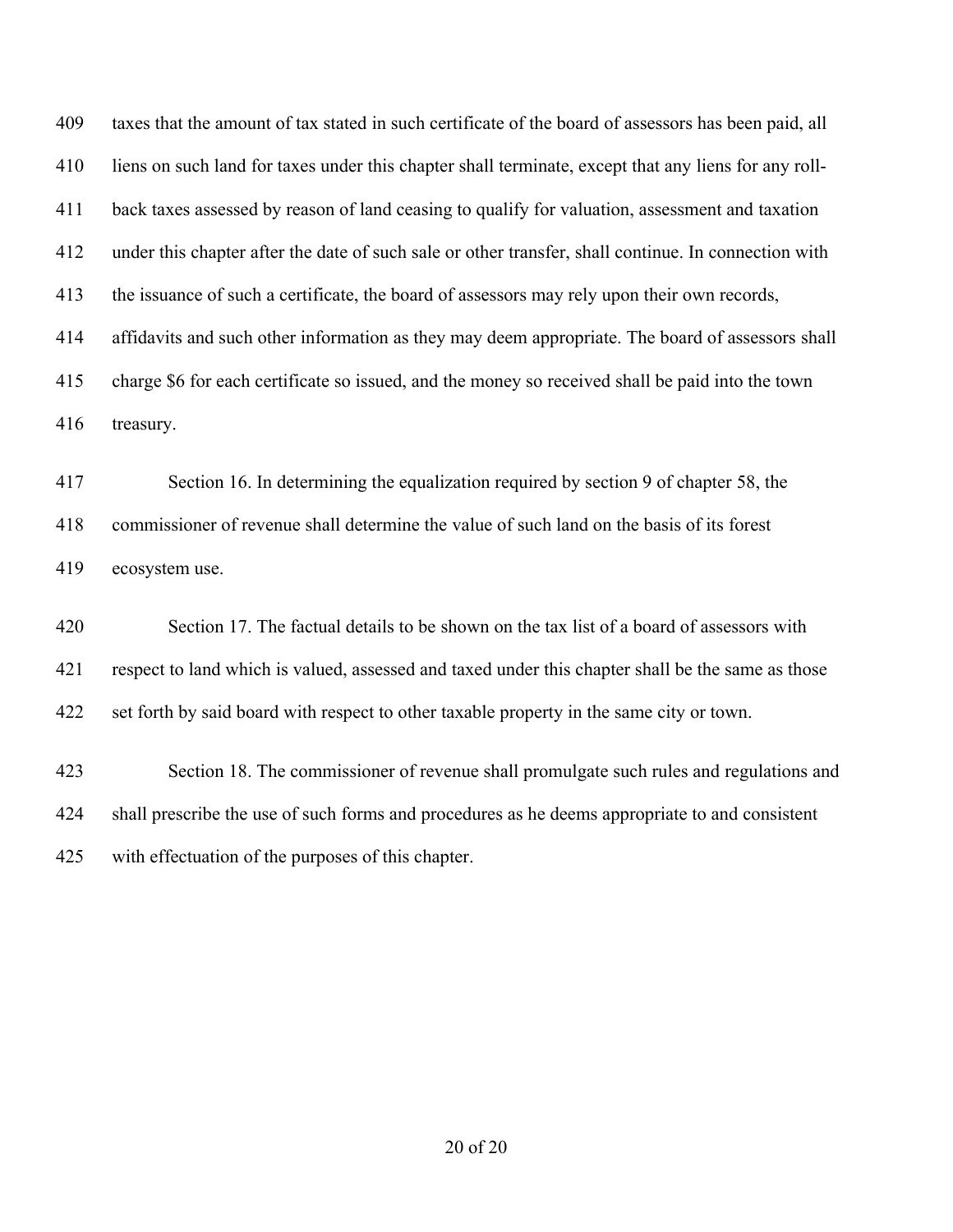taxes that the amount of tax stated in such certificate of the board of assessors has been paid, all liens on such land for taxes under this chapter shall terminate, except that any liens for any roll-back taxes assessed by reason of land ceasing to qualify for valuation, assessment and taxation under this chapter after the date of such sale or other transfer, shall continue. In connection with the issuance of such a certificate, the board of assessors may rely upon their own records, affidavits and such other information as they may deem appropriate. The board of assessors shall charge $6 for each certificate so issued, and the money so received shall be paid into the town treasury.

Section 16. In determining the equalization required by section 9 of chapter 58, the commissioner of revenue shall determine the value of such land on the basis of its forest ecosystem use.

Section 17. The factual details to be shown on the tax list of a board of assessors with respect to land which is valued, assessed and taxed under this chapter shall be the same as those set forth by said board with respect to other taxable property in the same city or town.

Section 18. The commissioner of revenue shall promulgate such rules and regulations and shall prescribe the use of such forms and procedures as he deems appropriate to and consistent with effectuation of the purposes of this chapter.